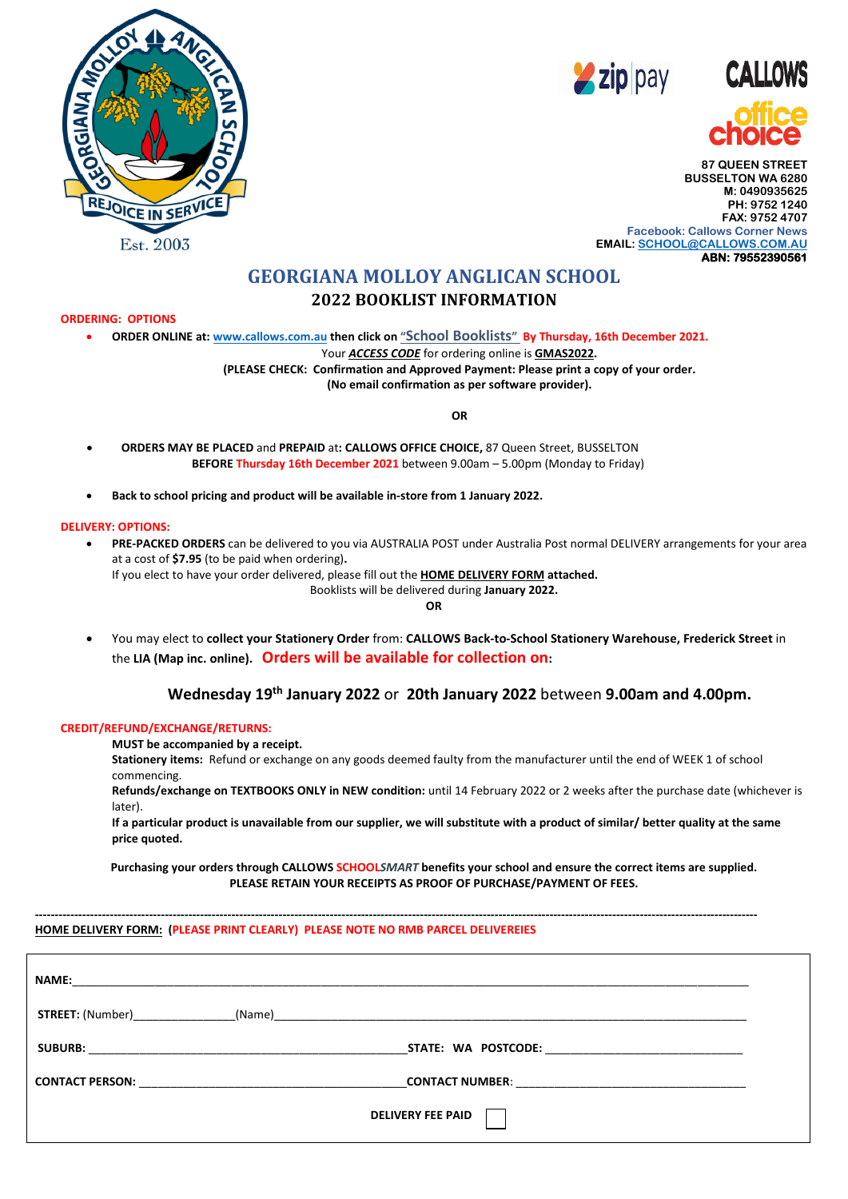GEORGIANA MOLLOY ANGLICAN SCHOOL
REJOICE IN SERVICE
Est. 2003

zip pay

CALLOWS
office choice

87 QUEEN STREET
BUSSELTON WA 6280
M: 0490935625
PH: 9752 1240
FAX: 9752 4707
Facebook: Callows Corner News
EMAIL: SCHOOL@CALLOWS.COM.AU
ABN: 79552390561

# GEORGIANA MOLLOY ANGLICAN SCHOOL

## 2022 BOOKLIST INFORMATION

**ORDERING: OPTIONS**

- **ORDER ONLINE at:** www.callows.com.au **then click on** "School Booklists" **By Thursday, 16th December 2021.**

  Your ***ACCESS CODE*** for ordering online is **GMAS2022**.

  **(PLEASE CHECK: Confirmation and Approved Payment: Please print a copy of your order.**
  **(No email confirmation as per software provider).**

**OR**

- **ORDERS MAY BE PLACED** and **PREPAID** at**: CALLOWS OFFICE CHOICE,** 87 Queen Street, BUSSELTON
  **BEFORE Thursday 16th December 2021** between 9.00am – 5.00pm (Monday to Friday)

- **Back to school pricing and product will be available in-store from 1 January 2022.**

**DELIVERY: OPTIONS:**

- **PRE-PACKED ORDERS** can be delivered to you via AUSTRALIA POST under Australia Post normal DELIVERY arrangements for your area at a cost of **$7.95** (to be paid when ordering)**.**
  If you elect to have your order delivered, please fill out the **HOME DELIVERY FORM attached.**
  Booklists will be delivered during **January 2022.**

**OR**

- You may elect to **collect your Stationery Order** from: **CALLOWS Back-to-School Stationery Warehouse, Frederick Street** in the **LIA (Map inc. online). Orders will be available for collection on:**

**Wednesday 19th January 2022** or **20th January 2022** between **9.00am and 4.00pm.**

**CREDIT/REFUND/EXCHANGE/RETURNS:**

**MUST be accompanied by a receipt.**

**Stationery items:** Refund or exchange on any goods deemed faulty from the manufacturer until the end of WEEK 1 of school commencing.

**Refunds/exchange on TEXTBOOKS ONLY in NEW condition:** until 14 February 2022 or 2 weeks after the purchase date (whichever is later).

**If a particular product is unavailable from our supplier, we will substitute with a product of similar/ better quality at the same price quoted.**

**Purchasing your orders through CALLOWS SCHOOL*SMART* benefits your school and ensure the correct items are supplied.**
**PLEASE RETAIN YOUR RECEIPTS AS PROOF OF PURCHASE/PAYMENT OF FEES.**

---

**HOME DELIVERY FORM: (PLEASE PRINT CLEARLY) PLEASE NOTE NO RMB PARCEL DELIVEREIES**

**NAME:**_______________________________________________

**STREET:** (Number)_______________(Name)_______________________________________

**SUBURB:** ______________________________ **STATE: WA POSTCODE:** ___________________

**CONTACT PERSON:** ______________________________ **CONTACT NUMBER:** ___________________

**DELIVERY FEE PAID** ☐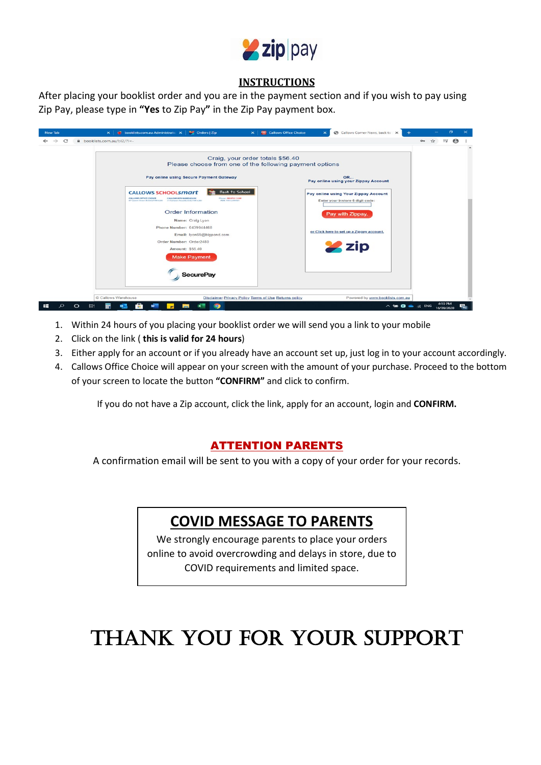# INSTRUCTIONS

After placing your booklist order and you are in the payment section and if you wish to pay using Zip Pay, please type in **"Yes** to Zip Pay**"** in the Zip Pay payment box.

1. Within 24 hours of you placing your booklist order we will send you a link to your mobile
2. Click on the link ( **this is valid for 24 hours**)
3. Either apply for an account or if you already have an account set up, just log in to your account accordingly.
4. Callows Office Choice will appear on your screen with the amount of your purchase. Proceed to the bottom of your screen to locate the button **"CONFIRM"** and click to confirm.

If you do not have a Zip account, click the link, apply for an account, login and **CONFIRM.**

## ATTENTION PARENTS

A confirmation email will be sent to you with a copy of your order for your records.

## COVID MESSAGE TO PARENTS

We strongly encourage parents to place your orders online to avoid overcrowding and delays in store, due to COVID requirements and limited space.

# THANK YOU FOR YOUR SUPPORT